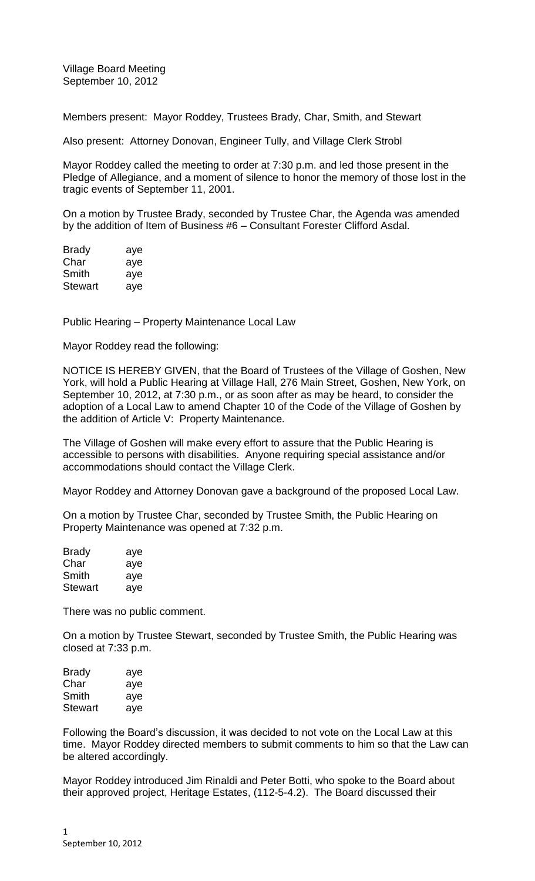Village Board Meeting
September 10, 2012

Members present: Mayor Roddey, Trustees Brady, Char, Smith, and Stewart

Also present: Attorney Donovan, Engineer Tully, and Village Clerk Strobl

Mayor Roddey called the meeting to order at 7:30 p.m. and led those present in the Pledge of Allegiance, and a moment of silence to honor the memory of those lost in the tragic events of September 11, 2001.

On a motion by Trustee Brady, seconded by Trustee Char, the Agenda was amended by the addition of Item of Business #6 – Consultant Forester Clifford Asdal.

| | |
|---|---|
| Brady | aye |
| Char | aye |
| Smith | aye |
| Stewart | aye |

Public Hearing – Property Maintenance Local Law

Mayor Roddey read the following:

NOTICE IS HEREBY GIVEN, that the Board of Trustees of the Village of Goshen, New York, will hold a Public Hearing at Village Hall, 276 Main Street, Goshen, New York, on September 10, 2012, at 7:30 p.m., or as soon after as may be heard, to consider the adoption of a Local Law to amend Chapter 10 of the Code of the Village of Goshen by the addition of Article V: Property Maintenance.

The Village of Goshen will make every effort to assure that the Public Hearing is accessible to persons with disabilities. Anyone requiring special assistance and/or accommodations should contact the Village Clerk.

Mayor Roddey and Attorney Donovan gave a background of the proposed Local Law.

On a motion by Trustee Char, seconded by Trustee Smith, the Public Hearing on Property Maintenance was opened at 7:32 p.m.

| | |
|---|---|
| Brady | aye |
| Char | aye |
| Smith | aye |
| Stewart | aye |

There was no public comment.

On a motion by Trustee Stewart, seconded by Trustee Smith, the Public Hearing was closed at 7:33 p.m.

| | |
|---|---|
| Brady | aye |
| Char | aye |
| Smith | aye |
| Stewart | aye |

Following the Board's discussion, it was decided to not vote on the Local Law at this time. Mayor Roddey directed members to submit comments to him so that the Law can be altered accordingly.

Mayor Roddey introduced Jim Rinaldi and Peter Botti, who spoke to the Board about their approved project, Heritage Estates, (112-5-4.2). The Board discussed their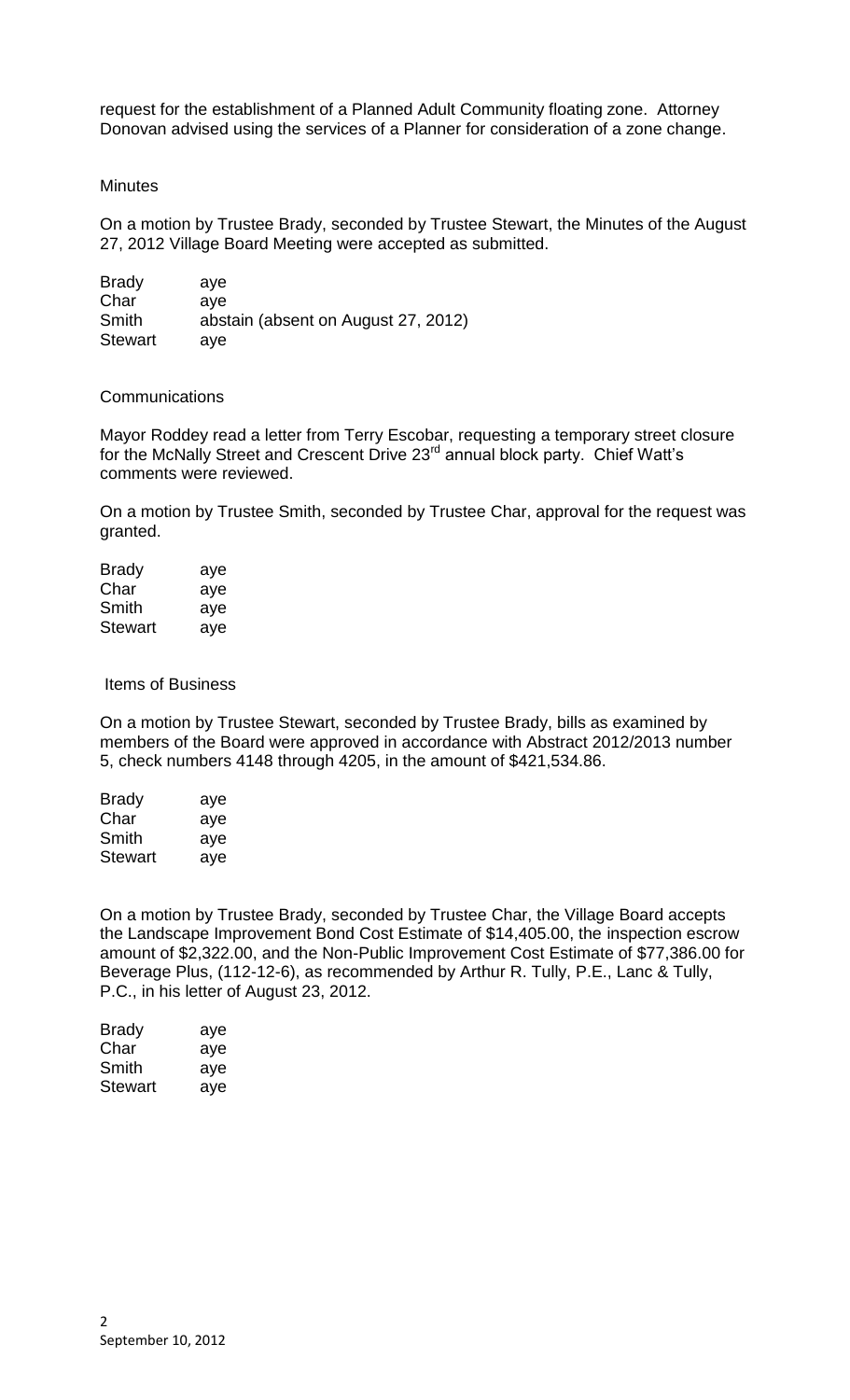request for the establishment of a Planned Adult Community floating zone. Attorney Donovan advised using the services of a Planner for consideration of a zone change.

Minutes

On a motion by Trustee Brady, seconded by Trustee Stewart, the Minutes of the August 27, 2012 Village Board Meeting were accepted as submitted.

| | |
|---|---|
| Brady | aye |
| Char | aye |
| Smith | abstain (absent on August 27, 2012) |
| Stewart | aye |

Communications

Mayor Roddey read a letter from Terry Escobar, requesting a temporary street closure for the McNally Street and Crescent Drive 23rd annual block party. Chief Watt's comments were reviewed.

On a motion by Trustee Smith, seconded by Trustee Char, approval for the request was granted.

| | |
|---|---|
| Brady | aye |
| Char | aye |
| Smith | aye |
| Stewart | aye |

Items of Business

On a motion by Trustee Stewart, seconded by Trustee Brady, bills as examined by members of the Board were approved in accordance with Abstract 2012/2013 number 5, check numbers 4148 through 4205, in the amount of $421,534.86.

| | |
|---|---|
| Brady | aye |
| Char | aye |
| Smith | aye |
| Stewart | aye |

On a motion by Trustee Brady, seconded by Trustee Char, the Village Board accepts the Landscape Improvement Bond Cost Estimate of $14,405.00, the inspection escrow amount of $2,322.00, and the Non-Public Improvement Cost Estimate of $77,386.00 for Beverage Plus, (112-12-6), as recommended by Arthur R. Tully, P.E., Lanc & Tully, P.C., in his letter of August 23, 2012.

| | |
|---|---|
| Brady | aye |
| Char | aye |
| Smith | aye |
| Stewart | aye |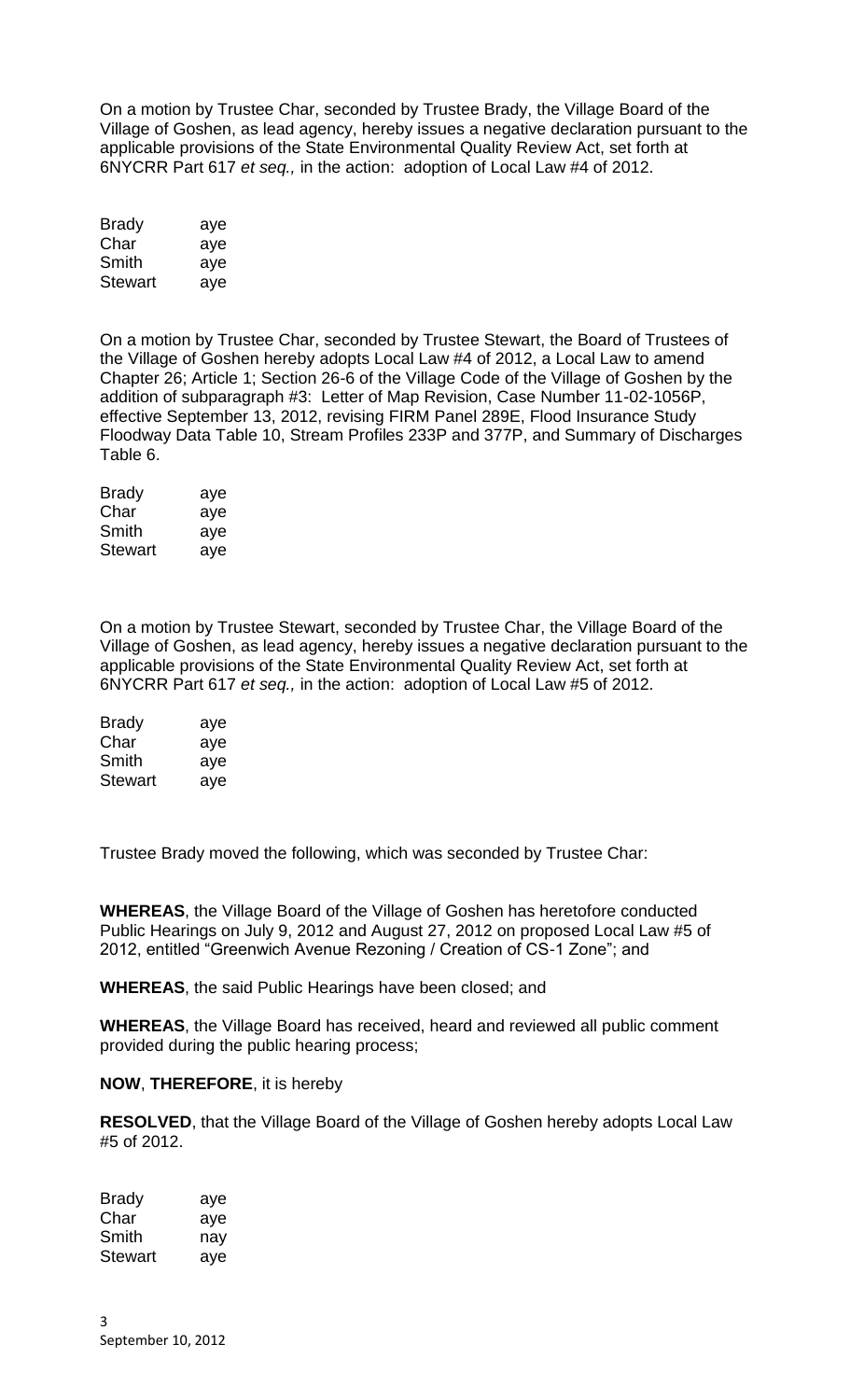On a motion by Trustee Char, seconded by Trustee Brady, the Village Board of the Village of Goshen, as lead agency, hereby issues a negative declaration pursuant to the applicable provisions of the State Environmental Quality Review Act, set forth at 6NYCRR Part 617 *et seq.,* in the action: adoption of Local Law #4 of 2012.

| | |
|---|---|
| Brady | aye |
| Char | aye |
| Smith | aye |
| Stewart | aye |

On a motion by Trustee Char, seconded by Trustee Stewart, the Board of Trustees of the Village of Goshen hereby adopts Local Law #4 of 2012, a Local Law to amend Chapter 26; Article 1; Section 26-6 of the Village Code of the Village of Goshen by the addition of subparagraph #3: Letter of Map Revision, Case Number 11-02-1056P, effective September 13, 2012, revising FIRM Panel 289E, Flood Insurance Study Floodway Data Table 10, Stream Profiles 233P and 377P, and Summary of Discharges Table 6.

| | |
|---|---|
| Brady | aye |
| Char | aye |
| Smith | aye |
| Stewart | aye |

On a motion by Trustee Stewart, seconded by Trustee Char, the Village Board of the Village of Goshen, as lead agency, hereby issues a negative declaration pursuant to the applicable provisions of the State Environmental Quality Review Act, set forth at 6NYCRR Part 617 *et seq.,* in the action: adoption of Local Law #5 of 2012.

| | |
|---|---|
| Brady | aye |
| Char | aye |
| Smith | aye |
| Stewart | aye |

Trustee Brady moved the following, which was seconded by Trustee Char:

**WHEREAS**, the Village Board of the Village of Goshen has heretofore conducted Public Hearings on July 9, 2012 and August 27, 2012 on proposed Local Law #5 of 2012, entitled "Greenwich Avenue Rezoning / Creation of CS-1 Zone"; and

**WHEREAS**, the said Public Hearings have been closed; and

**WHEREAS**, the Village Board has received, heard and reviewed all public comment provided during the public hearing process;

**NOW**, **THEREFORE**, it is hereby

**RESOLVED**, that the Village Board of the Village of Goshen hereby adopts Local Law #5 of 2012.

| | |
|---|---|
| Brady | aye |
| Char | aye |
| Smith | nay |
| Stewart | aye |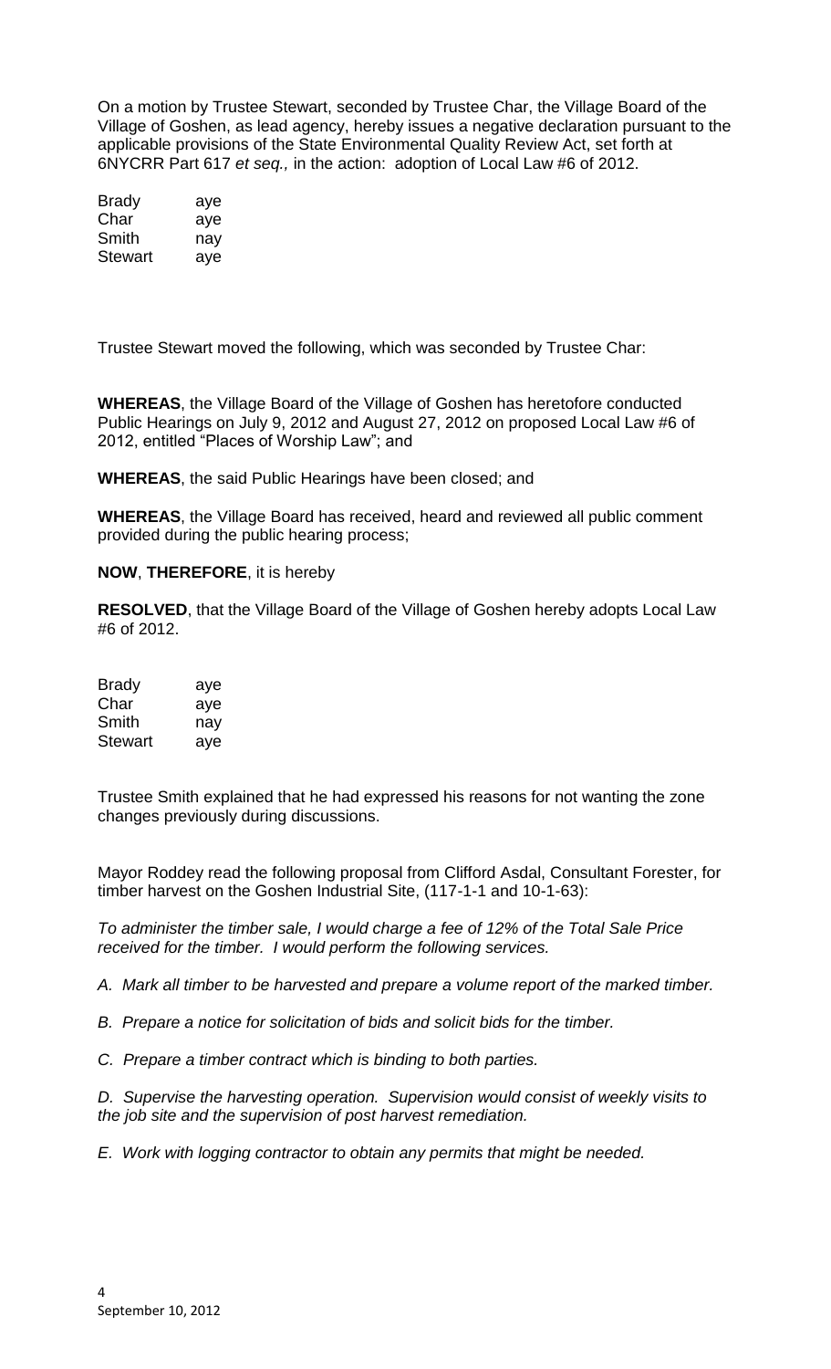On a motion by Trustee Stewart, seconded by Trustee Char, the Village Board of the Village of Goshen, as lead agency, hereby issues a negative declaration pursuant to the applicable provisions of the State Environmental Quality Review Act, set forth at 6NYCRR Part 617 *et seq.,* in the action: adoption of Local Law #6 of 2012.

| | |
|---|---|
| Brady | aye |
| Char | aye |
| Smith | nay |
| Stewart | aye |

Trustee Stewart moved the following, which was seconded by Trustee Char:

**WHEREAS**, the Village Board of the Village of Goshen has heretofore conducted Public Hearings on July 9, 2012 and August 27, 2012 on proposed Local Law #6 of 2012, entitled "Places of Worship Law"; and

**WHEREAS**, the said Public Hearings have been closed; and

**WHEREAS**, the Village Board has received, heard and reviewed all public comment provided during the public hearing process;

**NOW**, **THEREFORE**, it is hereby

**RESOLVED**, that the Village Board of the Village of Goshen hereby adopts Local Law #6 of 2012.

| | |
|---|---|
| Brady | aye |
| Char | aye |
| Smith | nay |
| Stewart | aye |

Trustee Smith explained that he had expressed his reasons for not wanting the zone changes previously during discussions.

Mayor Roddey read the following proposal from Clifford Asdal, Consultant Forester, for timber harvest on the Goshen Industrial Site, (117-1-1 and 10-1-63):

*To administer the timber sale, I would charge a fee of 12% of the Total Sale Price received for the timber. I would perform the following services.*

*A. Mark all timber to be harvested and prepare a volume report of the marked timber.*

*B. Prepare a notice for solicitation of bids and solicit bids for the timber.*

*C. Prepare a timber contract which is binding to both parties.*

*D. Supervise the harvesting operation. Supervision would consist of weekly visits to the job site and the supervision of post harvest remediation.*

*E. Work with logging contractor to obtain any permits that might be needed.*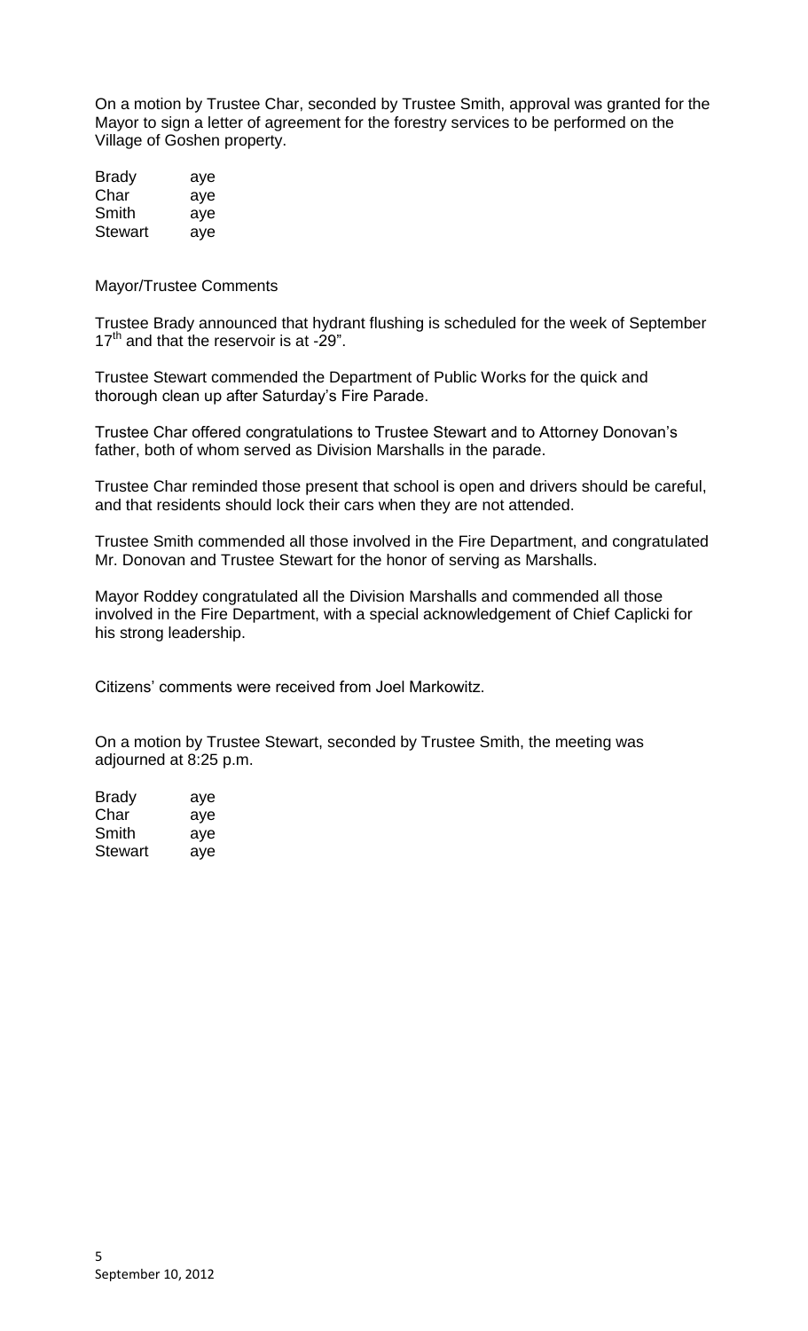On a motion by Trustee Char, seconded by Trustee Smith, approval was granted for the Mayor to sign a letter of agreement for the forestry services to be performed on the Village of Goshen property.

| | |
|---|---|
| Brady | aye |
| Char | aye |
| Smith | aye |
| Stewart | aye |

Mayor/Trustee Comments

Trustee Brady announced that hydrant flushing is scheduled for the week of September 17th and that the reservoir is at -29".

Trustee Stewart commended the Department of Public Works for the quick and thorough clean up after Saturday's Fire Parade.

Trustee Char offered congratulations to Trustee Stewart and to Attorney Donovan's father, both of whom served as Division Marshalls in the parade.

Trustee Char reminded those present that school is open and drivers should be careful, and that residents should lock their cars when they are not attended.

Trustee Smith commended all those involved in the Fire Department, and congratulated Mr. Donovan and Trustee Stewart for the honor of serving as Marshalls.

Mayor Roddey congratulated all the Division Marshalls and commended all those involved in the Fire Department, with a special acknowledgement of Chief Caplicki for his strong leadership.

Citizens' comments were received from Joel Markowitz.

On a motion by Trustee Stewart, seconded by Trustee Smith, the meeting was adjourned at 8:25 p.m.

| | |
|---|---|
| Brady | aye |
| Char | aye |
| Smith | aye |
| Stewart | aye |